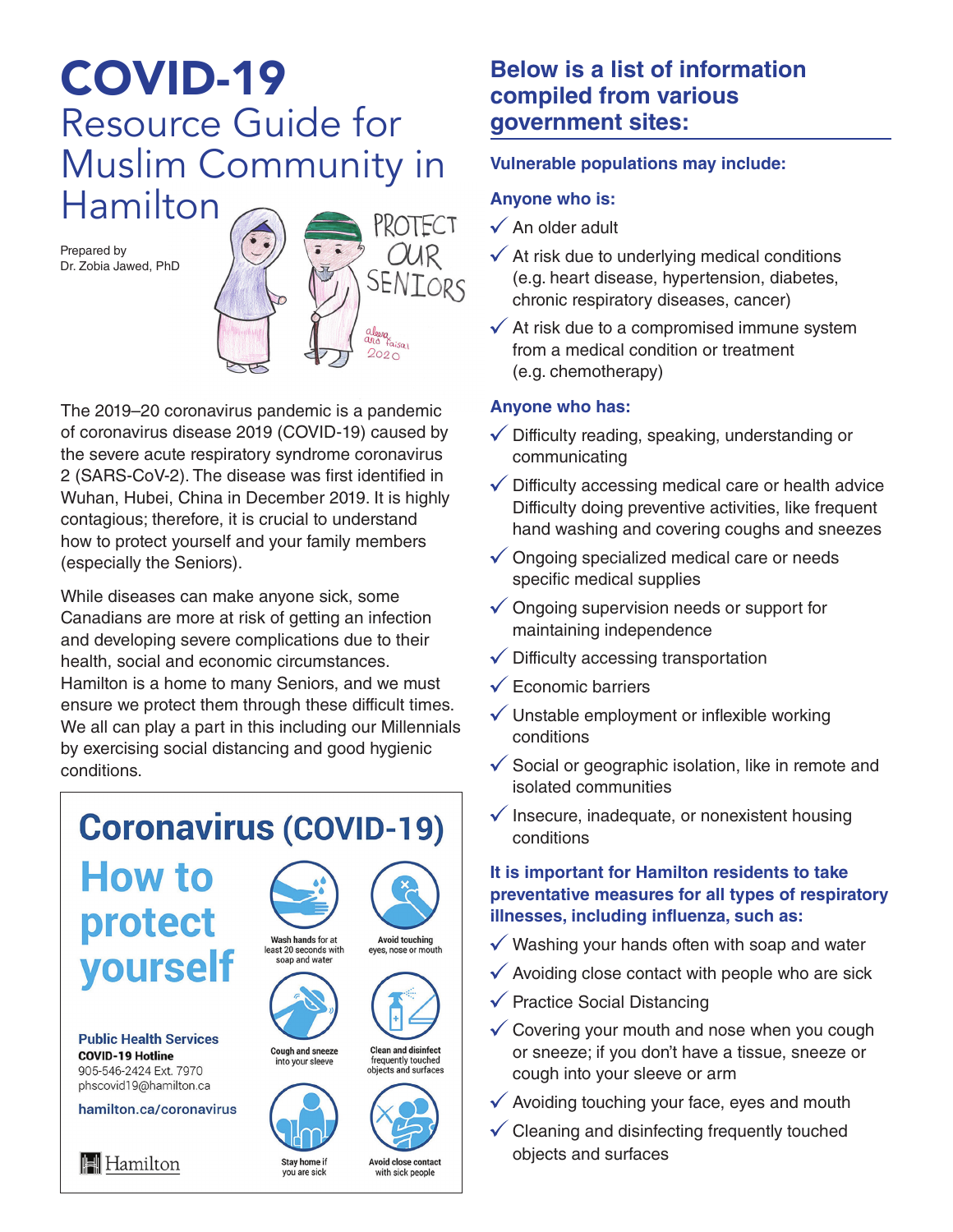# COVID-19

## Resource Guide for Muslim Community in Hamilton

Prepared by
Dr. Zobia Jawed, PhD

PROTECT OUR SENIORS

The 2019–20 coronavirus pandemic is a pandemic of coronavirus disease 2019 (COVID-19) caused by the severe acute respiratory syndrome coronavirus 2 (SARS-CoV-2). The disease was first identified in Wuhan, Hubei, China in December 2019. It is highly contagious; therefore, it is crucial to understand how to protect yourself and your family members (especially the Seniors).

While diseases can make anyone sick, some Canadians are more at risk of getting an infection and developing severe complications due to their health, social and economic circumstances. Hamilton is a home to many Seniors, and we must ensure we protect them through these difficult times. We all can play a part in this including our Millennials by exercising social distancing and good hygienic conditions.

### Coronavirus (COVID-19)

### How to protect yourself

- Wash hands for at least 20 seconds with soap and water
- Avoid touching eyes, nose or mouth
- Cough and sneeze into your sleeve
- Clean and disinfect frequently touched objects and surfaces
- Stay home if you are sick
- Avoid close contact with sick people

**Public Health Services**
**COVID-19 Hotline**
905-546-2424 Ext. 7970
phscovid19@hamilton.ca

**hamilton.ca/coronavirus**

Hamilton

## Below is a list of information compiled from various government sites:

### Vulnerable populations may include:

**Anyone who is:**

- ✓ An older adult
- ✓ At risk due to underlying medical conditions (e.g. heart disease, hypertension, diabetes, chronic respiratory diseases, cancer)
- ✓ At risk due to a compromised immune system from a medical condition or treatment (e.g. chemotherapy)

**Anyone who has:**

- ✓ Difficulty reading, speaking, understanding or communicating
- ✓ Difficulty accessing medical care or health advice Difficulty doing preventive activities, like frequent hand washing and covering coughs and sneezes
- ✓ Ongoing specialized medical care or needs specific medical supplies
- ✓ Ongoing supervision needs or support for maintaining independence
- ✓ Difficulty accessing transportation
- ✓ Economic barriers
- ✓ Unstable employment or inflexible working conditions
- ✓ Social or geographic isolation, like in remote and isolated communities
- ✓ Insecure, inadequate, or nonexistent housing conditions

### It is important for Hamilton residents to take preventative measures for all types of respiratory illnesses, including influenza, such as:

- ✓ Washing your hands often with soap and water
- ✓ Avoiding close contact with people who are sick
- ✓ Practice Social Distancing
- ✓ Covering your mouth and nose when you cough or sneeze; if you don't have a tissue, sneeze or cough into your sleeve or arm
- ✓ Avoiding touching your face, eyes and mouth
- ✓ Cleaning and disinfecting frequently touched objects and surfaces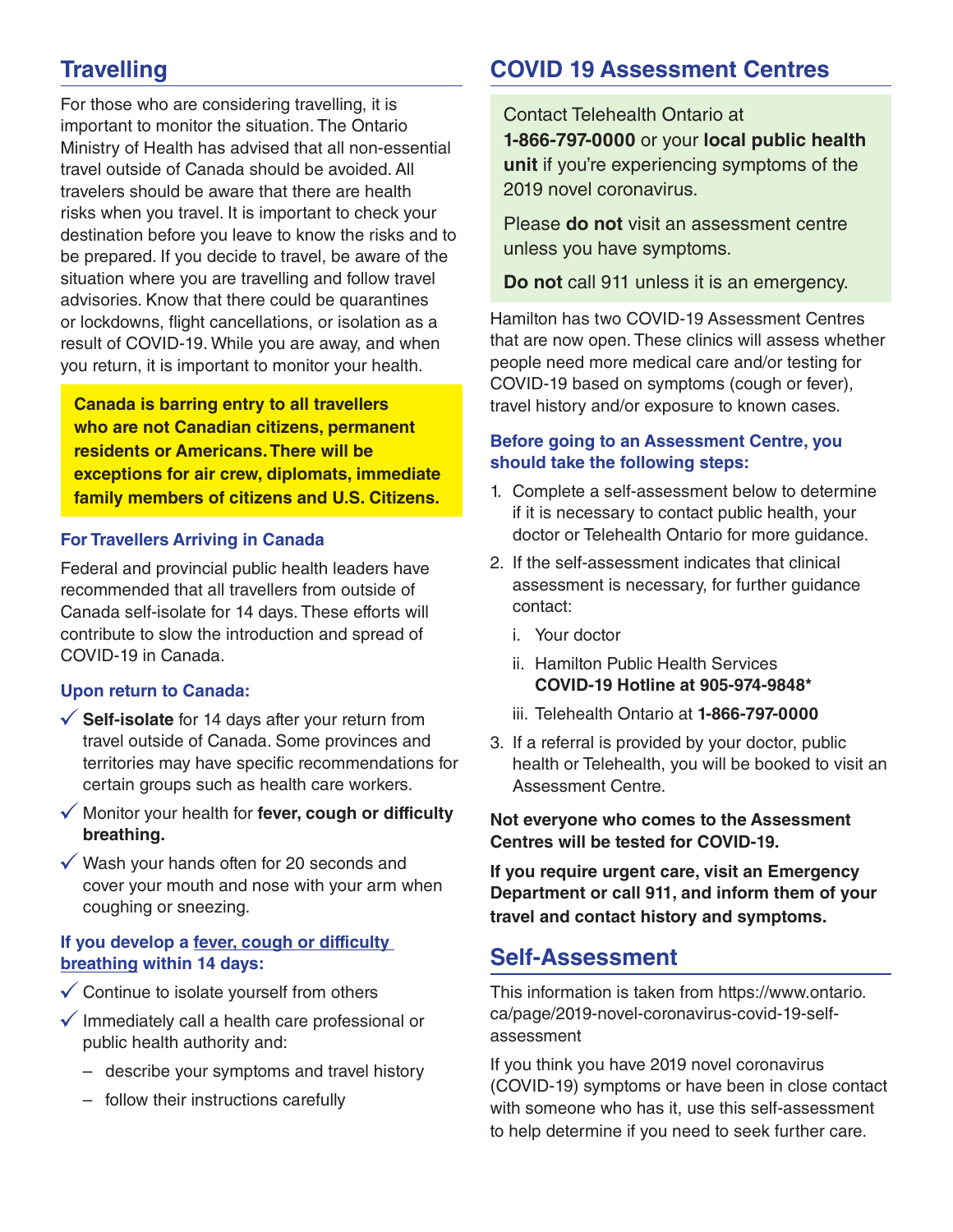## Travelling

For those who are considering travelling, it is important to monitor the situation. The Ontario Ministry of Health has advised that all non-essential travel outside of Canada should be avoided. All travelers should be aware that there are health risks when you travel. It is important to check your destination before you leave to know the risks and to be prepared. If you decide to travel, be aware of the situation where you are travelling and follow travel advisories. Know that there could be quarantines or lockdowns, flight cancellations, or isolation as a result of COVID-19. While you are away, and when you return, it is important to monitor your health.

**Canada is barring entry to all travellers who are not Canadian citizens, permanent residents or Americans. There will be exceptions for air crew, diplomats, immediate family members of citizens and U.S. Citizens.**

### For Travellers Arriving in Canada

Federal and provincial public health leaders have recommended that all travellers from outside of Canada self-isolate for 14 days. These efforts will contribute to slow the introduction and spread of COVID-19 in Canada.

### Upon return to Canada:

- ✓ **Self-isolate** for 14 days after your return from travel outside of Canada. Some provinces and territories may have specific recommendations for certain groups such as health care workers.
- ✓ Monitor your health for **fever, cough or difficulty breathing.**
- ✓ Wash your hands often for 20 seconds and cover your mouth and nose with your arm when coughing or sneezing.

### If you develop a fever, cough or difficulty breathing within 14 days:

- ✓ Continue to isolate yourself from others
- ✓ Immediately call a health care professional or public health authority and:
  - describe your symptoms and travel history
  - follow their instructions carefully

## COVID 19 Assessment Centres

Contact Telehealth Ontario at **1-866-797-0000** or your **local public health unit** if you're experiencing symptoms of the 2019 novel coronavirus.

Please **do not** visit an assessment centre unless you have symptoms.

**Do not** call 911 unless it is an emergency.

Hamilton has two COVID-19 Assessment Centres that are now open. These clinics will assess whether people need more medical care and/or testing for COVID-19 based on symptoms (cough or fever), travel history and/or exposure to known cases.

### Before going to an Assessment Centre, you should take the following steps:

1. Complete a self-assessment below to determine if it is necessary to contact public health, your doctor or Telehealth Ontario for more guidance.
2. If the self-assessment indicates that clinical assessment is necessary, for further guidance contact:
   i. Your doctor
   ii. Hamilton Public Health Services **COVID-19 Hotline at 905-974-9848***
   iii. Telehealth Ontario at **1-866-797-0000**
3. If a referral is provided by your doctor, public health or Telehealth, you will be booked to visit an Assessment Centre.

**Not everyone who comes to the Assessment Centres will be tested for COVID-19.**

**If you require urgent care, visit an Emergency Department or call 911, and inform them of your travel and contact history and symptoms.**

## Self-Assessment

This information is taken from https://www.ontario.ca/page/2019-novel-coronavirus-covid-19-self-assessment

If you think you have 2019 novel coronavirus (COVID-19) symptoms or have been in close contact with someone who has it, use this self-assessment to help determine if you need to seek further care.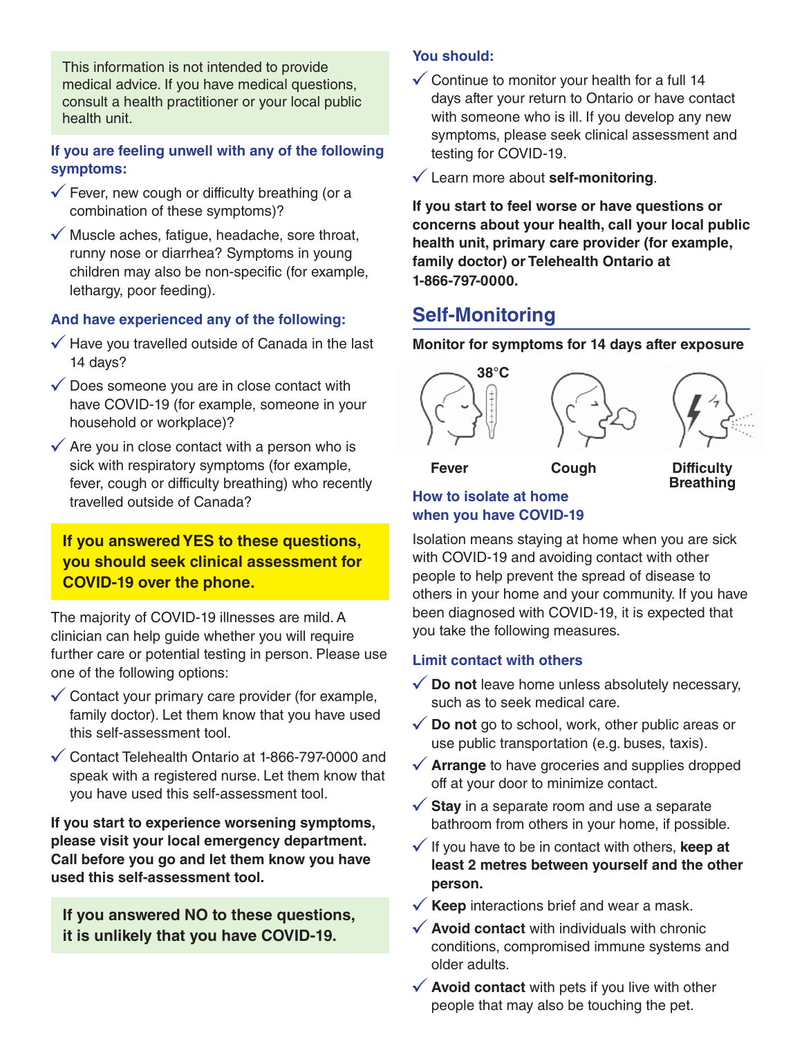This information is not intended to provide medical advice. If you have medical questions, consult a health practitioner or your local public health unit.

### If you are feeling unwell with any of the following symptoms:

- Fever, new cough or difficulty breathing (or a combination of these symptoms)?
- Muscle aches, fatigue, headache, sore throat, runny nose or diarrhea? Symptoms in young children may also be non-specific (for example, lethargy, poor feeding).

### And have experienced any of the following:

- Have you travelled outside of Canada in the last 14 days?
- Does someone you are in close contact with have COVID-19 (for example, someone in your household or workplace)?
- Are you in close contact with a person who is sick with respiratory symptoms (for example, fever, cough or difficulty breathing) who recently travelled outside of Canada?

**If you answered YES to these questions, you should seek clinical assessment for COVID-19 over the phone.**

The majority of COVID-19 illnesses are mild. A clinician can help guide whether you will require further care or potential testing in person. Please use one of the following options:

- Contact your primary care provider (for example, family doctor). Let them know that you have used this self-assessment tool.
- Contact Telehealth Ontario at 1-866-797-0000 and speak with a registered nurse. Let them know that you have used this self-assessment tool.

**If you start to experience worsening symptoms, please visit your local emergency department. Call before you go and let them know you have used this self-assessment tool.**

**If you answered NO to these questions, it is unlikely that you have COVID-19.**

### You should:

- Continue to monitor your health for a full 14 days after your return to Ontario or have contact with someone who is ill. If you develop any new symptoms, please seek clinical assessment and testing for COVID-19.
- Learn more about **self-monitoring**.

**If you start to feel worse or have questions or concerns about your health, call your local public health unit, primary care provider (for example, family doctor) or Telehealth Ontario at 1-866-797-0000.**

## Self-Monitoring

**Monitor for symptoms for 14 days after exposure**

38°C

**Fever** **Cough** **Difficulty Breathing**

### How to isolate at home when you have COVID-19

Isolation means staying at home when you are sick with COVID-19 and avoiding contact with other people to help prevent the spread of disease to others in your home and your community. If you have been diagnosed with COVID-19, it is expected that you take the following measures.

### Limit contact with others

- **Do not** leave home unless absolutely necessary, such as to seek medical care.
- **Do not** go to school, work, other public areas or use public transportation (e.g. buses, taxis).
- **Arrange** to have groceries and supplies dropped off at your door to minimize contact.
- **Stay** in a separate room and use a separate bathroom from others in your home, if possible.
- If you have to be in contact with others, **keep at least 2 metres between yourself and the other person.**
- **Keep** interactions brief and wear a mask.
- **Avoid contact** with individuals with chronic conditions, compromised immune systems and older adults.
- **Avoid contact** with pets if you live with other people that may also be touching the pet.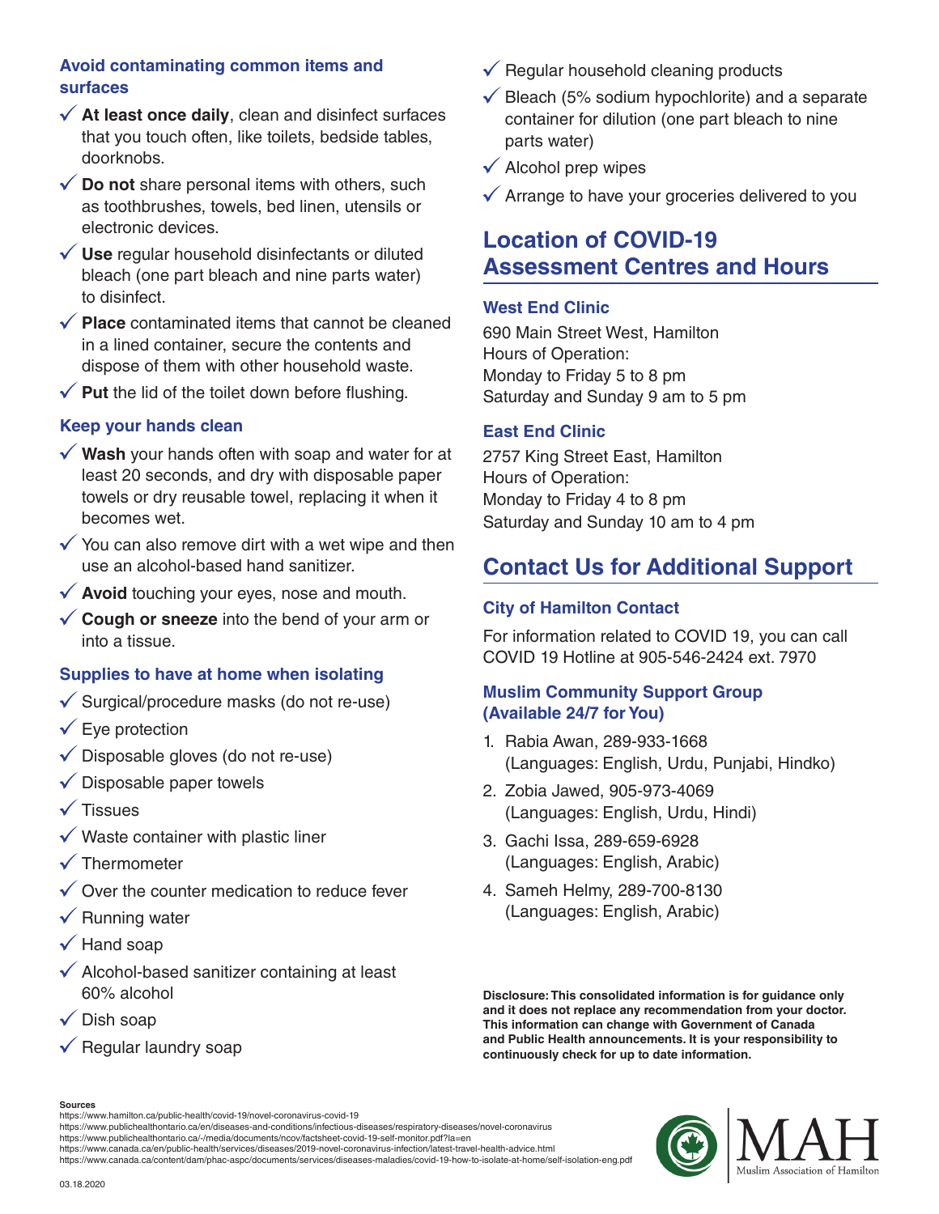### Avoid contaminating common items and surfaces

- ✓ **At least once daily**, clean and disinfect surfaces that you touch often, like toilets, bedside tables, doorknobs.
- ✓ **Do not** share personal items with others, such as toothbrushes, towels, bed linen, utensils or electronic devices.
- ✓ **Use** regular household disinfectants or diluted bleach (one part bleach and nine parts water) to disinfect.
- ✓ **Place** contaminated items that cannot be cleaned in a lined container, secure the contents and dispose of them with other household waste.
- ✓ **Put** the lid of the toilet down before flushing.

### Keep your hands clean

- ✓ **Wash** your hands often with soap and water for at least 20 seconds, and dry with disposable paper towels or dry reusable towel, replacing it when it becomes wet.
- ✓ You can also remove dirt with a wet wipe and then use an alcohol-based hand sanitizer.
- ✓ **Avoid** touching your eyes, nose and mouth.
- ✓ **Cough or sneeze** into the bend of your arm or into a tissue.

### Supplies to have at home when isolating

- ✓ Surgical/procedure masks (do not re-use)
- ✓ Eye protection
- ✓ Disposable gloves (do not re-use)
- ✓ Disposable paper towels
- ✓ Tissues
- ✓ Waste container with plastic liner
- ✓ Thermometer
- ✓ Over the counter medication to reduce fever
- ✓ Running water
- ✓ Hand soap
- ✓ Alcohol-based sanitizer containing at least 60% alcohol
- ✓ Dish soap
- ✓ Regular laundry soap
- ✓ Regular household cleaning products
- ✓ Bleach (5% sodium hypochlorite) and a separate container for dilution (one part bleach to nine parts water)
- ✓ Alcohol prep wipes
- ✓ Arrange to have your groceries delivered to you

## Location of COVID-19 Assessment Centres and Hours

### West End Clinic

690 Main Street West, Hamilton
Hours of Operation:
Monday to Friday 5 to 8 pm
Saturday and Sunday 9 am to 5 pm

### East End Clinic

2757 King Street East, Hamilton
Hours of Operation:
Monday to Friday 4 to 8 pm
Saturday and Sunday 10 am to 4 pm

## Contact Us for Additional Support

### City of Hamilton Contact

For information related to COVID 19, you can call COVID 19 Hotline at 905-546-2424 ext. 7970

### Muslim Community Support Group (Available 24/7 for You)

1. Rabia Awan, 289-933-1668
   (Languages: English, Urdu, Punjabi, Hindko)
2. Zobia Jawed, 905-973-4069
   (Languages: English, Urdu, Hindi)
3. Gachi Issa, 289-659-6928
   (Languages: English, Arabic)
4. Sameh Helmy, 289-700-8130
   (Languages: English, Arabic)

**Disclosure: This consolidated information is for guidance only and it does not replace any recommendation from your doctor. This information can change with Government of Canada and Public Health announcements. It is your responsibility to continuously check for up to date information.**

**Sources**
https://www.hamilton.ca/public-health/covid-19/novel-coronavirus-covid-19
https://www.publichealthontario.ca/en/diseases-and-conditions/infectious-diseases/respiratory-diseases/novel-coronavirus
https://www.publichealthontario.ca/-/media/documents/ncov/factsheet-covid-19-self-monitor.pdf?la=en
https://www.canada.ca/en/public-health/services/diseases/2019-novel-coronavirus-infection/latest-travel-health-advice.html
https://www.canada.ca/content/dam/phac-aspc/documents/services/diseases-maladies/covid-19-how-to-isolate-at-home/self-isolation-eng.pdf

MAH
Muslim Association of Hamilton

03.18.2020